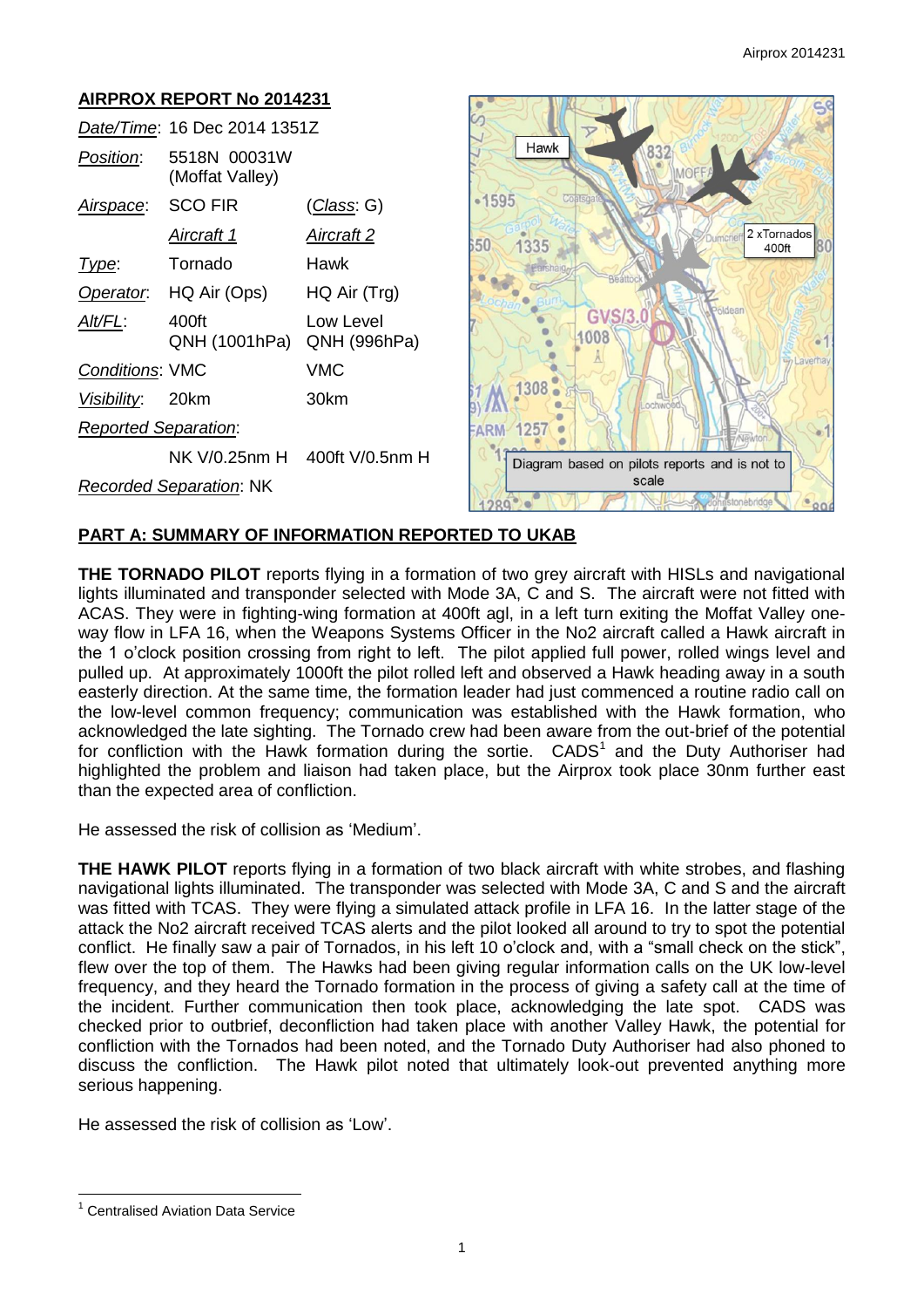# AIRPROX REPORT No 2014231

| | | |
|---|---|---|
| *Date/Time*: | 16 Dec 2014 1351Z | |
| *Position*: | 5518N 00031W (Moffat Valley) | |
| *Airspace*: | SCO FIR | (*Class*: G) |
| | *Aircraft 1* | *Aircraft 2* |
| *Type*: | Tornado | Hawk |
| *Operator*: | HQ Air (Ops) | HQ Air (Trg) |
| *Alt/FL*: | 400ft QNH (1001hPa) | Low Level QNH (996hPa) |
| *Conditions*: | VMC | VMC |
| *Visibility*: | 20km | 30km |
| *Reported Separation*: | | |
| | NK V/0.25nm H | 400ft V/0.5nm H |
| *Recorded Separation*: | NK | |

Diagram based on pilots reports and is not to scale

## PART A: SUMMARY OF INFORMATION REPORTED TO UKAB

**THE TORNADO PILOT** reports flying in a formation of two grey aircraft with HISLs and navigational lights illuminated and transponder selected with Mode 3A, C and S. The aircraft were not fitted with ACAS. They were in fighting-wing formation at 400ft agl, in a left turn exiting the Moffat Valley one-way flow in LFA 16, when the Weapons Systems Officer in the No2 aircraft called a Hawk aircraft in the 1 o'clock position crossing from right to left. The pilot applied full power, rolled wings level and pulled up. At approximately 1000ft the pilot rolled left and observed a Hawk heading away in a south easterly direction. At the same time, the formation leader had just commenced a routine radio call on the low-level common frequency; communication was established with the Hawk formation, who acknowledged the late sighting. The Tornado crew had been aware from the out-brief of the potential for confliction with the Hawk formation during the sortie. CADS[1] and the Duty Authoriser had highlighted the problem and liaison had taken place, but the Airprox took place 30nm further east than the expected area of confliction.

He assessed the risk of collision as 'Medium'.

**THE HAWK PILOT** reports flying in a formation of two black aircraft with white strobes, and flashing navigational lights illuminated. The transponder was selected with Mode 3A, C and S and the aircraft was fitted with TCAS. They were flying a simulated attack profile in LFA 16. In the latter stage of the attack the No2 aircraft received TCAS alerts and the pilot looked all around to try to spot the potential conflict. He finally saw a pair of Tornados, in his left 10 o'clock and, with a "small check on the stick", flew over the top of them. The Hawks had been giving regular information calls on the UK low-level frequency, and they heard the Tornado formation in the process of giving a safety call at the time of the incident. Further communication then took place, acknowledging the late spot. CADS was checked prior to outbrief, deconfliction had taken place with another Valley Hawk, the potential for confliction with the Tornados had been noted, and the Tornado Duty Authoriser had also phoned to discuss the confliction. The Hawk pilot noted that ultimately look-out prevented anything more serious happening.

He assessed the risk of collision as 'Low'.

[1] Centralised Aviation Data Service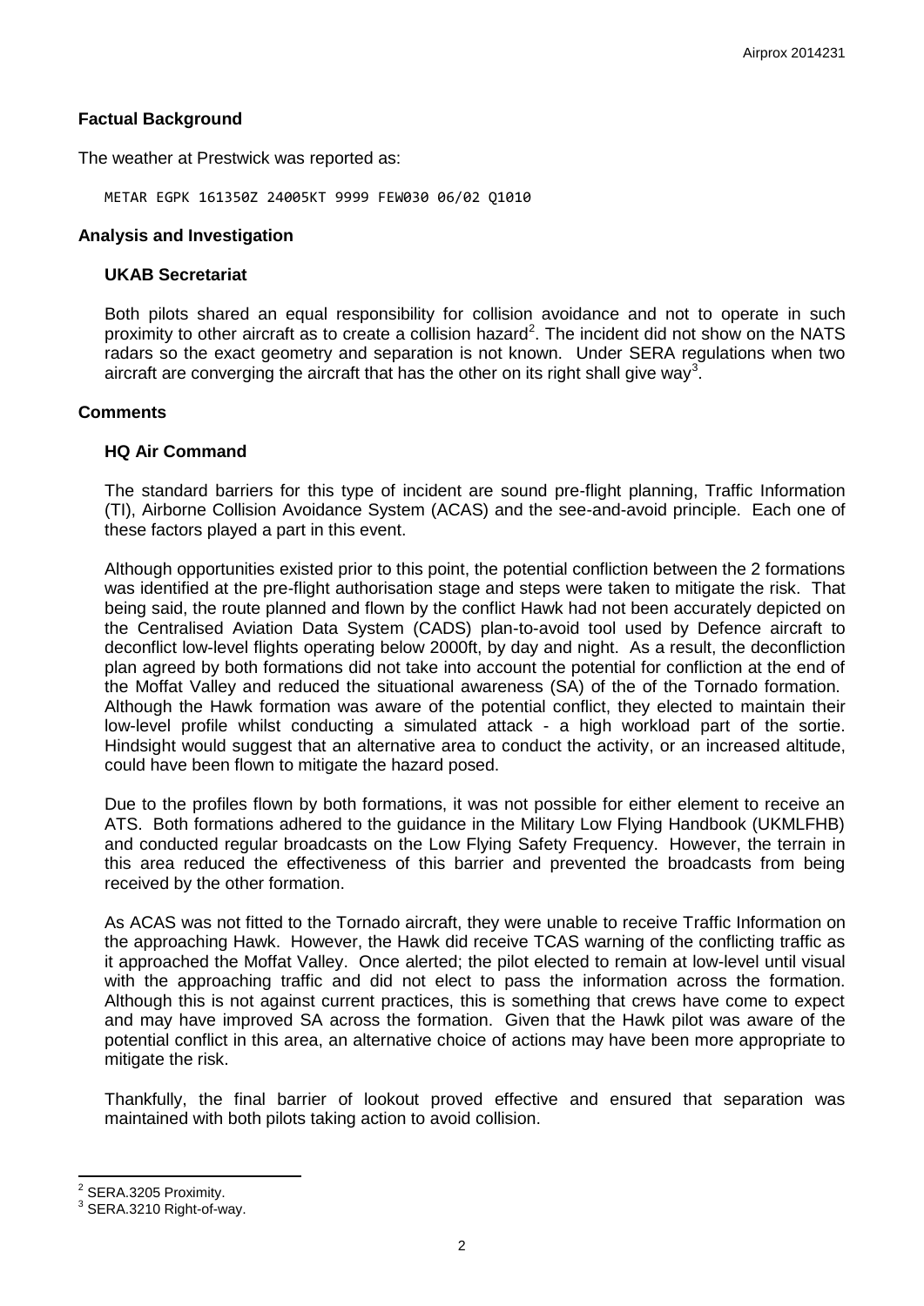## Factual Background

The weather at Prestwick was reported as:

```
METAR EGPK 161350Z 24005KT 9999 FEW030 06/02 Q1010
```

## Analysis and Investigation

### UKAB Secretariat

Both pilots shared an equal responsibility for collision avoidance and not to operate in such proximity to other aircraft as to create a collision hazard[2]. The incident did not show on the NATS radars so the exact geometry and separation is not known. Under SERA regulations when two aircraft are converging the aircraft that has the other on its right shall give way[3].

## Comments

### HQ Air Command

The standard barriers for this type of incident are sound pre-flight planning, Traffic Information (TI), Airborne Collision Avoidance System (ACAS) and the see-and-avoid principle. Each one of these factors played a part in this event.

Although opportunities existed prior to this point, the potential confliction between the 2 formations was identified at the pre-flight authorisation stage and steps were taken to mitigate the risk. That being said, the route planned and flown by the conflict Hawk had not been accurately depicted on the Centralised Aviation Data System (CADS) plan-to-avoid tool used by Defence aircraft to deconflict low-level flights operating below 2000ft, by day and night. As a result, the deconfliction plan agreed by both formations did not take into account the potential for confliction at the end of the Moffat Valley and reduced the situational awareness (SA) of the of the Tornado formation. Although the Hawk formation was aware of the potential conflict, they elected to maintain their low-level profile whilst conducting a simulated attack - a high workload part of the sortie. Hindsight would suggest that an alternative area to conduct the activity, or an increased altitude, could have been flown to mitigate the hazard posed.

Due to the profiles flown by both formations, it was not possible for either element to receive an ATS. Both formations adhered to the guidance in the Military Low Flying Handbook (UKMLFHB) and conducted regular broadcasts on the Low Flying Safety Frequency. However, the terrain in this area reduced the effectiveness of this barrier and prevented the broadcasts from being received by the other formation.

As ACAS was not fitted to the Tornado aircraft, they were unable to receive Traffic Information on the approaching Hawk. However, the Hawk did receive TCAS warning of the conflicting traffic as it approached the Moffat Valley. Once alerted; the pilot elected to remain at low-level until visual with the approaching traffic and did not elect to pass the information across the formation. Although this is not against current practices, this is something that crews have come to expect and may have improved SA across the formation. Given that the Hawk pilot was aware of the potential conflict in this area, an alternative choice of actions may have been more appropriate to mitigate the risk.

Thankfully, the final barrier of lookout proved effective and ensured that separation was maintained with both pilots taking action to avoid collision.

---

[2] SERA.3205 Proximity.

[3] SERA.3210 Right-of-way.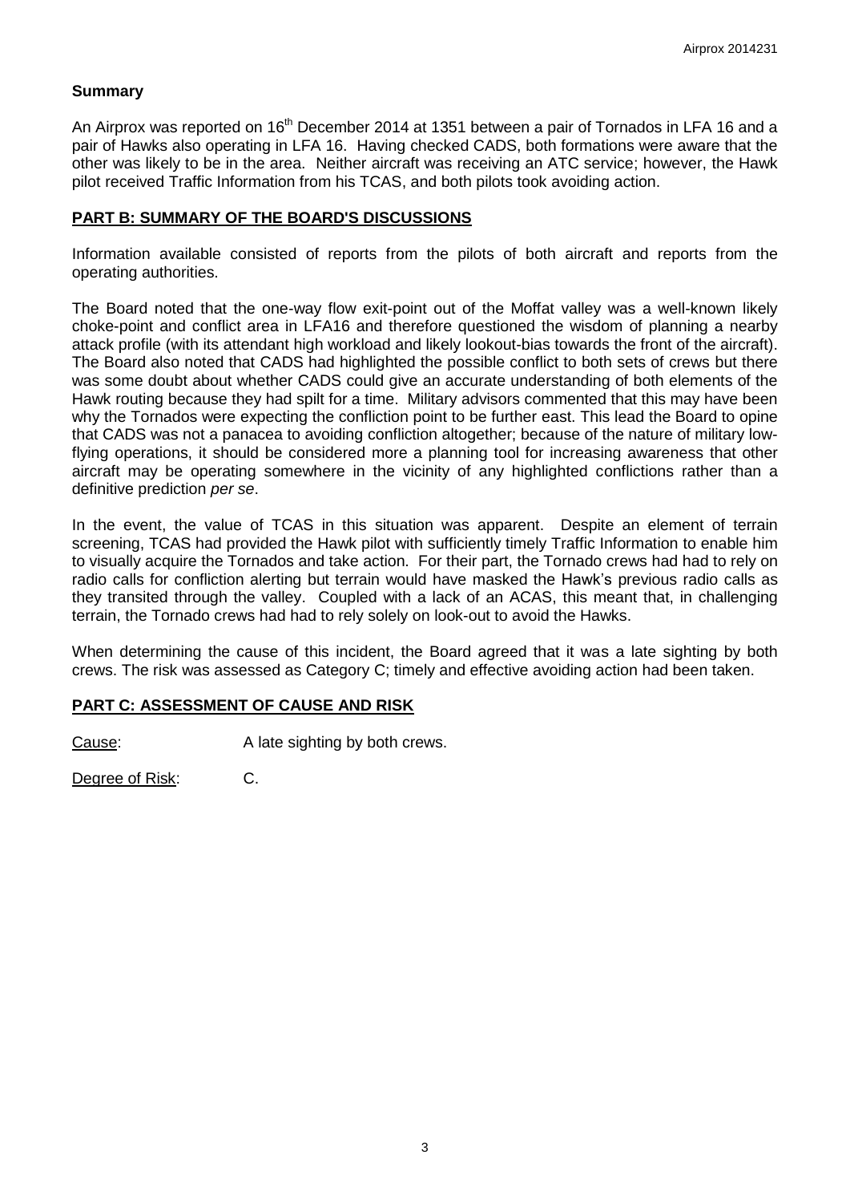**Summary**

An Airprox was reported on 16th December 2014 at 1351 between a pair of Tornados in LFA 16 and a pair of Hawks also operating in LFA 16. Having checked CADS, both formations were aware that the other was likely to be in the area. Neither aircraft was receiving an ATC service; however, the Hawk pilot received Traffic Information from his TCAS, and both pilots took avoiding action.

## PART B: SUMMARY OF THE BOARD'S DISCUSSIONS

Information available consisted of reports from the pilots of both aircraft and reports from the operating authorities.

The Board noted that the one-way flow exit-point out of the Moffat valley was a well-known likely choke-point and conflict area in LFA16 and therefore questioned the wisdom of planning a nearby attack profile (with its attendant high workload and likely lookout-bias towards the front of the aircraft). The Board also noted that CADS had highlighted the possible conflict to both sets of crews but there was some doubt about whether CADS could give an accurate understanding of both elements of the Hawk routing because they had spilt for a time. Military advisors commented that this may have been why the Tornados were expecting the confliction point to be further east. This lead the Board to opine that CADS was not a panacea to avoiding confliction altogether; because of the nature of military low-flying operations, it should be considered more a planning tool for increasing awareness that other aircraft may be operating somewhere in the vicinity of any highlighted conflictions rather than a definitive prediction *per se*.

In the event, the value of TCAS in this situation was apparent. Despite an element of terrain screening, TCAS had provided the Hawk pilot with sufficiently timely Traffic Information to enable him to visually acquire the Tornados and take action. For their part, the Tornado crews had had to rely on radio calls for confliction alerting but terrain would have masked the Hawk's previous radio calls as they transited through the valley. Coupled with a lack of an ACAS, this meant that, in challenging terrain, the Tornado crews had had to rely solely on look-out to avoid the Hawks.

When determining the cause of this incident, the Board agreed that it was a late sighting by both crews. The risk was assessed as Category C; timely and effective avoiding action had been taken.

## PART C: ASSESSMENT OF CAUSE AND RISK

Cause: A late sighting by both crews.

Degree of Risk: C.